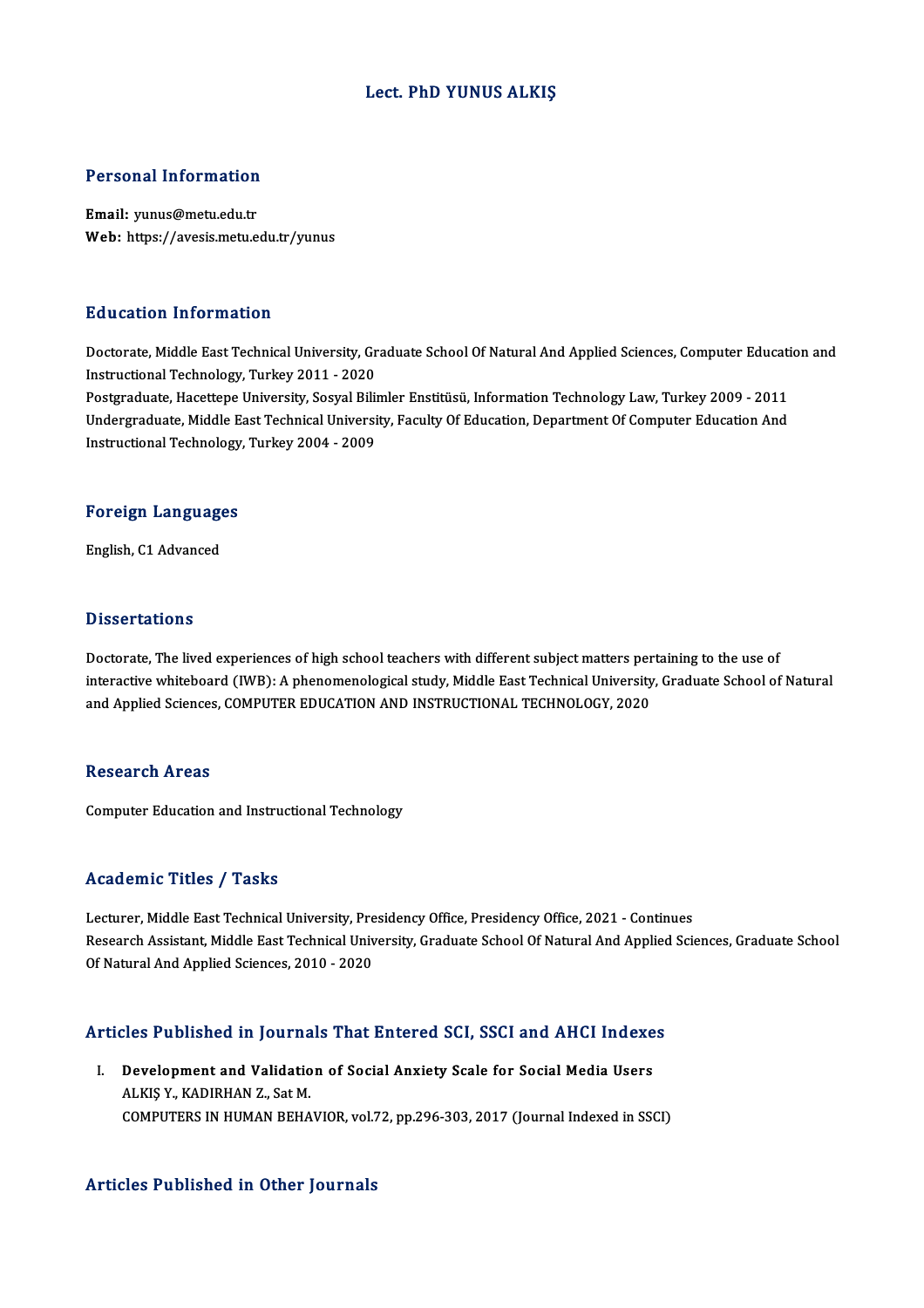# Lect. PhD YUNUS ALKIŞ

## Personal Information

**Email:** yunus@metu.edu.tr
**Web:** https://avesis.metu.edu.tr/yunus

## Education Information

Doctorate, Middle East Technical University, Graduate School Of Natural And Applied Sciences, Computer Education and Instructional Technology, Turkey 2011 - 2020
Postgraduate, Hacettepe University, Sosyal Bilimler Enstitüsü, Information Technology Law, Turkey 2009 - 2011
Undergraduate, Middle East Technical University, Faculty Of Education, Department Of Computer Education And Instructional Technology, Turkey 2004 - 2009

## Foreign Languages

English, C1 Advanced

## Dissertations

Doctorate, The lived experiences of high school teachers with different subject matters pertaining to the use of interactive whiteboard (IWB): A phenomenological study, Middle East Technical University, Graduate School of Natural and Applied Sciences, COMPUTER EDUCATION AND INSTRUCTIONAL TECHNOLOGY, 2020

## Research Areas

Computer Education and Instructional Technology

## Academic Titles / Tasks

Lecturer, Middle East Technical University, Presidency Office, Presidency Office, 2021 - Continues
Research Assistant, Middle East Technical University, Graduate School Of Natural And Applied Sciences, Graduate School Of Natural And Applied Sciences, 2010 - 2020

## Articles Published in Journals That Entered SCI, SSCI and AHCI Indexes

I. **Development and Validation of Social Anxiety Scale for Social Media Users**
ALKIŞ Y., KADIRHAN Z., Sat M.
COMPUTERS IN HUMAN BEHAVIOR, vol.72, pp.296-303, 2017 (Journal Indexed in SSCI)

## Articles Published in Other Journals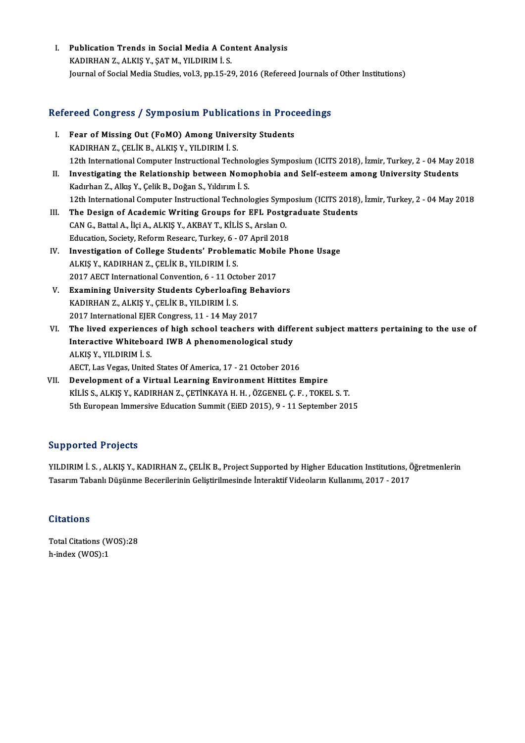I. **Publication Trends in Social Media A Content Analysis**
KADIRHAN Z., ALKIŞ Y., ŞAT M., YILDIRIM İ. S.
Journal of Social Media Studies, vol.3, pp.15-29, 2016 (Refereed Journals of Other Institutions)

## Refereed Congress / Symposium Publications in Proceedings

I. **Fear of Missing Out (FoMO) Among University Students**
KADIRHAN Z., ÇELİK B., ALKIŞ Y., YILDIRIM İ. S.
12th International Computer Instructional Technologies Symposium (ICITS 2018), İzmir, Turkey, 2 - 04 May 2018

II. **Investigating the Relationship between Nomophobia and Self-esteem among University Students**
Kadırhan Z., Alkış Y., Çelik B., Doğan S., Yıldırım İ. S.
12th International Computer Instructional Technologies Symposium (ICITS 2018), İzmir, Turkey, 2 - 04 May 2018

III. **The Design of Academic Writing Groups for EFL Postgraduate Students**
CAN G., Battal A., İlçi A., ALKIŞ Y., AKBAY T., KİLİS S., Arslan O.
Education, Society, Reform Researc, Turkey, 6 - 07 April 2018

IV. **Investigation of College Students' Problematic Mobile Phone Usage**
ALKIŞ Y., KADIRHAN Z., ÇELİK B., YILDIRIM İ. S.
2017 AECT International Convention, 6 - 11 October 2017

V. **Examining University Students Cyberloafing Behaviors**
KADIRHAN Z., ALKIŞ Y., ÇELİK B., YILDIRIM İ. S.
2017 International EJER Congress, 11 - 14 May 2017

VI. **The lived experiences of high school teachers with different subject matters pertaining to the use of Interactive Whiteboard IWB A phenomenological study**
ALKIŞ Y., YILDIRIM İ. S.
AECT, Las Vegas, United States Of America, 17 - 21 October 2016

VII. **Development of a Virtual Learning Environment Hittites Empire**
KİLİS S., ALKIŞ Y., KADIRHAN Z., ÇETİNKAYA H. H. , ÖZGENEL Ç. F. , TOKEL S. T.
5th European Immersive Education Summit (EiED 2015), 9 - 11 September 2015

## Supported Projects

YILDIRIM İ. S. , ALKIŞ Y., KADIRHAN Z., ÇELİK B., Project Supported by Higher Education Institutions, Öğretmenlerin Tasarım Tabanlı Düşünme Becerilerinin Geliştirilmesinde İnteraktif Videoların Kullanımı, 2017 - 2017

## Citations

Total Citations (WOS):28
h-index (WOS):1